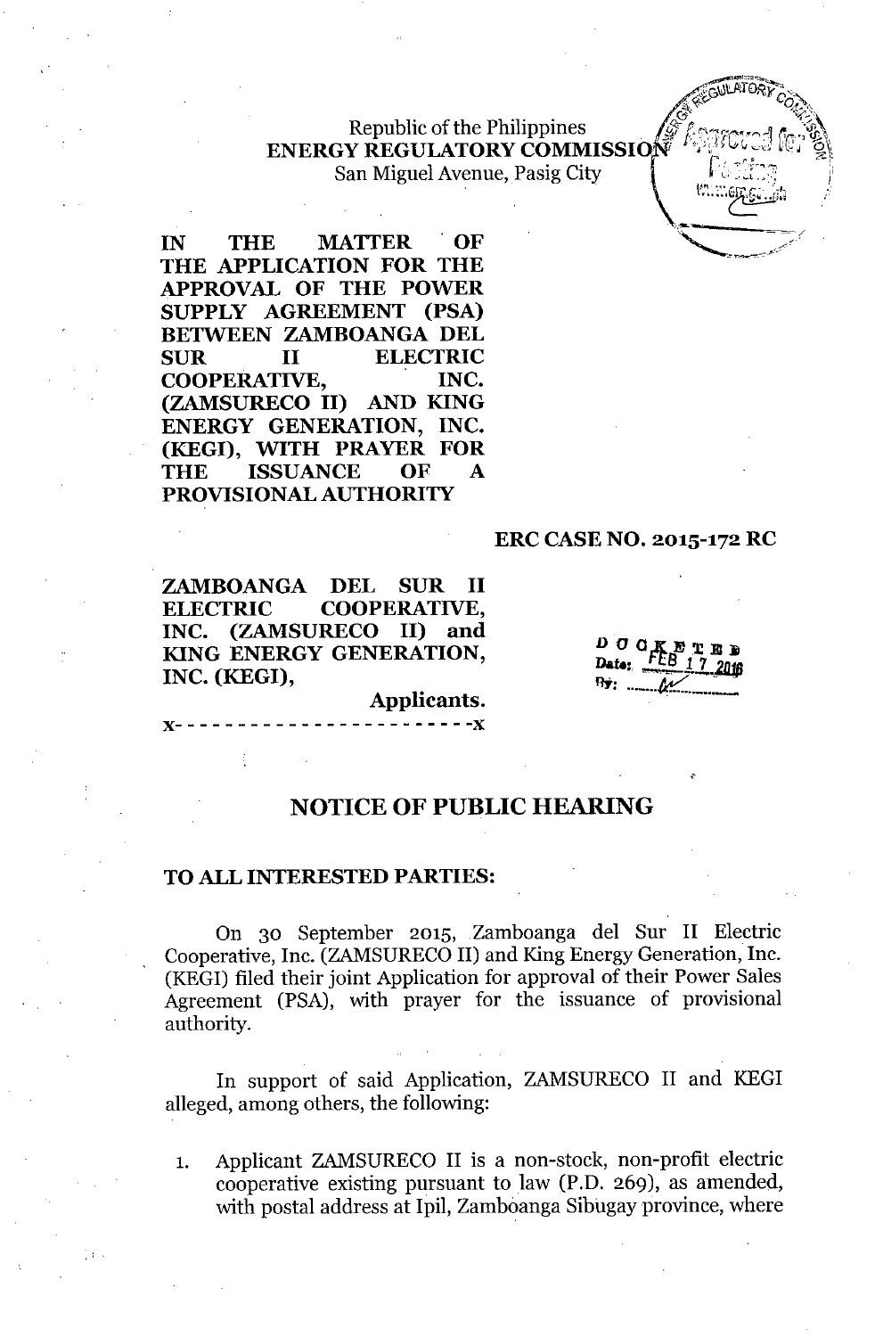Republic of the Philippines
**ENERGY REGULATORY COMMISSION**
San Miguel Avenue, Pasig City

**IN THE MATTER OF THE APPLICATION FOR THE APPROVAL OF THE POWER SUPPLY AGREEMENT (PSA) BETWEEN ZAMBOANGA DEL SUR II ELECTRIC COOPERATIVE, INC. (ZAMSURECO II) AND KING ENERGY GENERATION, INC. (KEGI), WITH PRAYER FOR THE ISSUANCE OF A PROVISIONAL AUTHORITY**

**ERC CASE NO. 2015-172 RC**

**ZAMBOANGA DEL SUR II ELECTRIC COOPERATIVE, INC. (ZAMSURECO II) and KING ENERGY GENERATION, INC. (KEGI),**

**Applicants.**

x- - - - - - - - - - - - - - - - - - - - - - -x

DOCKETED
Date: FEB 17 2016
By: ______

## NOTICE OF PUBLIC HEARING

### TO ALL INTERESTED PARTIES:

On 30 September 2015, Zamboanga del Sur II Electric Cooperative, Inc. (ZAMSURECO II) and King Energy Generation, Inc. (KEGI) filed their joint Application for approval of their Power Sales Agreement (PSA), with prayer for the issuance of provisional authority.

In support of said Application, ZAMSURECO II and KEGI alleged, among others, the following:

1. Applicant ZAMSURECO II is a non-stock, non-profit electric cooperative existing pursuant to law (P.D. 269), as amended, with postal address at Ipil, Zamboanga Sibugay province, where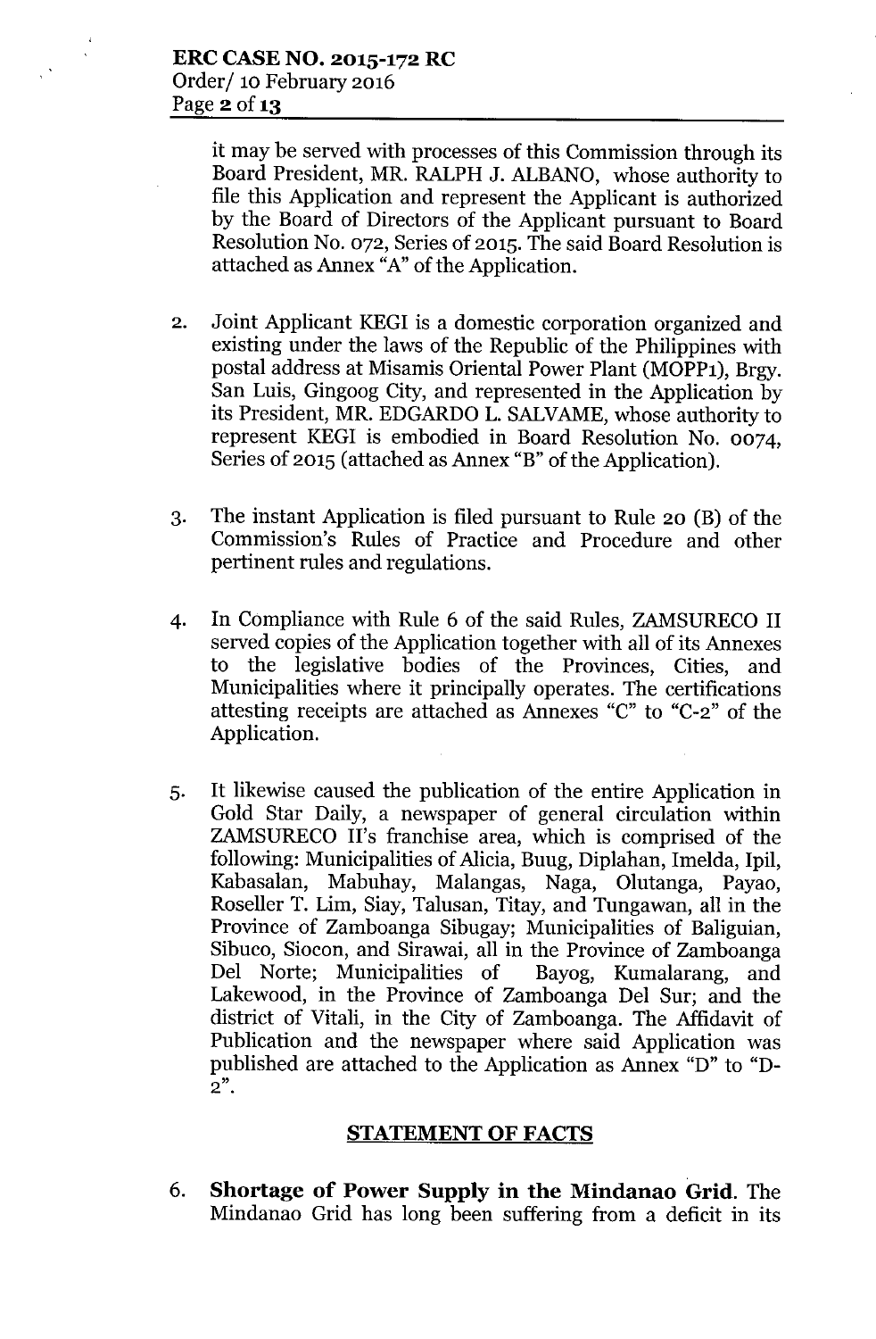it may be served with processes of this Commission through its Board President, MR. RALPH J. ALBANO, whose authority to file this Application and represent the Applicant is authorized by the Board of Directors of the Applicant pursuant to Board Resolution No. 072, Series of 2015. The said Board Resolution is attached as Annex "A" of the Application.

2. Joint Applicant KEGI is a domestic corporation organized and existing under the laws of the Republic of the Philippines with postal address at Misamis Oriental Power Plant (MOPP1), Brgy. San Luis, Gingoog City, and represented in the Application by its President, MR. EDGARDO L. SALVAME, whose authority to represent KEGI is embodied in Board Resolution No. 0074, Series of 2015 (attached as Annex "B" of the Application).

3. The instant Application is filed pursuant to Rule 20 (B) of the Commission's Rules of Practice and Procedure and other pertinent rules and regulations.

4. In Compliance with Rule 6 of the said Rules, ZAMSURECO II served copies of the Application together with all of its Annexes to the legislative bodies of the Provinces, Cities, and Municipalities where it principally operates. The certifications attesting receipts are attached as Annexes "C" to "C-2" of the Application.

5. It likewise caused the publication of the entire Application in Gold Star Daily, a newspaper of general circulation within ZAMSURECO II's franchise area, which is comprised of the following: Municipalities of Alicia, Buug, Diplahan, Imelda, Ipil, Kabasalan, Mabuhay, Malangas, Naga, Olutanga, Payao, Roseller T. Lim, Siay, Talusan, Titay, and Tungawan, all in the Province of Zamboanga Sibugay; Municipalities of Baliguian, Sibuco, Siocon, and Sirawai, all in the Province of Zamboanga Del Norte; Municipalities of Bayog, Kumalarang, and Lakewood, in the Province of Zamboanga Del Sur; and the district of Vitali, in the City of Zamboanga. The Affidavit of Publication and the newspaper where said Application was published are attached to the Application as Annex "D" to "D-2".

## STATEMENT OF FACTS

6. **Shortage of Power Supply in the Mindanao Grid.** The Mindanao Grid has long been suffering from a deficit in its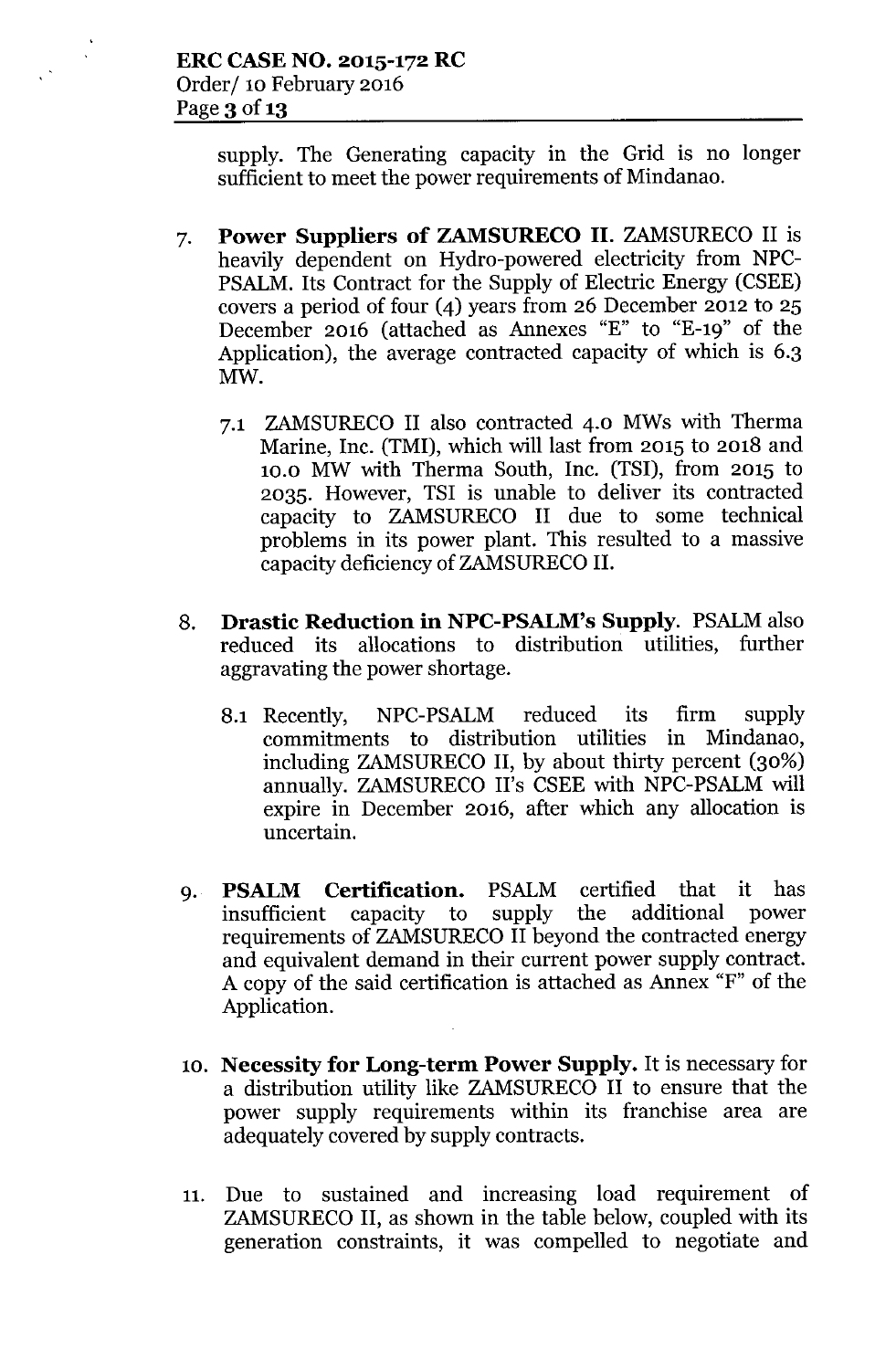supply. The Generating capacity in the Grid is no longer sufficient to meet the power requirements of Mindanao.

7. **Power Suppliers of ZAMSURECO II.** ZAMSURECO II is heavily dependent on Hydro-powered electricity from NPC-PSALM. Its Contract for the Supply of Electric Energy (CSEE) covers a period of four (4) years from 26 December 2012 to 25 December 2016 (attached as Annexes "E" to "E-19" of the Application), the average contracted capacity of which is 6.3 MW.

   7.1 ZAMSURECO II also contracted 4.0 MWs with Therma Marine, Inc. (TMI), which will last from 2015 to 2018 and 10.0 MW with Therma South, Inc. (TSI), from 2015 to 2035. However, TSI is unable to deliver its contracted capacity to ZAMSURECO II due to some technical problems in its power plant. This resulted to a massive capacity deficiency of ZAMSURECO II.

8. **Drastic Reduction in NPC-PSALM's Supply.** PSALM also reduced its allocations to distribution utilities, further aggravating the power shortage.

   8.1 Recently, NPC-PSALM reduced its firm supply commitments to distribution utilities in Mindanao, including ZAMSURECO II, by about thirty percent (30%) annually. ZAMSURECO II's CSEE with NPC-PSALM will expire in December 2016, after which any allocation is uncertain.

9. **PSALM Certification.** PSALM certified that it has insufficient capacity to supply the additional power requirements of ZAMSURECO II beyond the contracted energy and equivalent demand in their current power supply contract. A copy of the said certification is attached as Annex "F" of the Application.

10. **Necessity for Long-term Power Supply.** It is necessary for a distribution utility like ZAMSURECO II to ensure that the power supply requirements within its franchise area are adequately covered by supply contracts.

11. Due to sustained and increasing load requirement of ZAMSURECO II, as shown in the table below, coupled with its generation constraints, it was compelled to negotiate and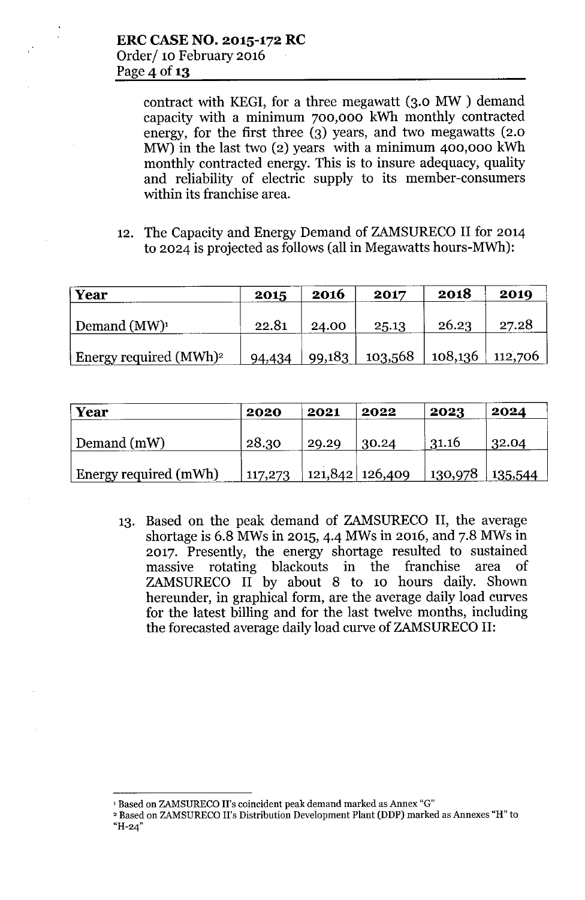contract with KEGI, for a three megawatt (3.0 MW ) demand capacity with a minimum 700,000 kWh monthly contracted energy, for the first three (3) years, and two megawatts (2.0 MW) in the last two (2) years with a minimum 400,000 kWh monthly contracted energy. This is to insure adequacy, quality and reliability of electric supply to its member-consumers within its franchise area.

12. The Capacity and Energy Demand of ZAMSURECO II for 2014 to 2024 is projected as follows (all in Megawatts hours-MWh):

| Year | 2015 | 2016 | 2017 | 2018 | 2019 |
|---|---|---|---|---|---|
| Demand (MW)[1] | 22.81 | 24.00 | 25.13 | 26.23 | 27.28 |
| Energy required (MWh)[2] | 94,434 | 99,183 | 103,568 | 108,136 | 112,706 |

| Year | 2020 | 2021 | 2022 | 2023 | 2024 |
|---|---|---|---|---|---|
| Demand (mW) | 28.30 | 29.29 | 30.24 | 31.16 | 32.04 |
| Energy required (mWh) | 117,273 | 121,842 | 126,409 | 130,978 | 135,544 |

13. Based on the peak demand of ZAMSURECO II, the average shortage is 6.8 MWs in 2015, 4.4 MWs in 2016, and 7.8 MWs in 2017. Presently, the energy shortage resulted to sustained massive rotating blackouts in the franchise area of ZAMSURECO II by about 8 to 10 hours daily. Shown hereunder, in graphical form, are the average daily load curves for the latest billing and for the last twelve months, including the forecasted average daily load curve of ZAMSURECO II:

---

[1] Based on ZAMSURECO II's coincident peak demand marked as Annex "G"

[2] Based on ZAMSURECO II's Distribution Development Plant (DDP) marked as Annexes "H" to "H-24"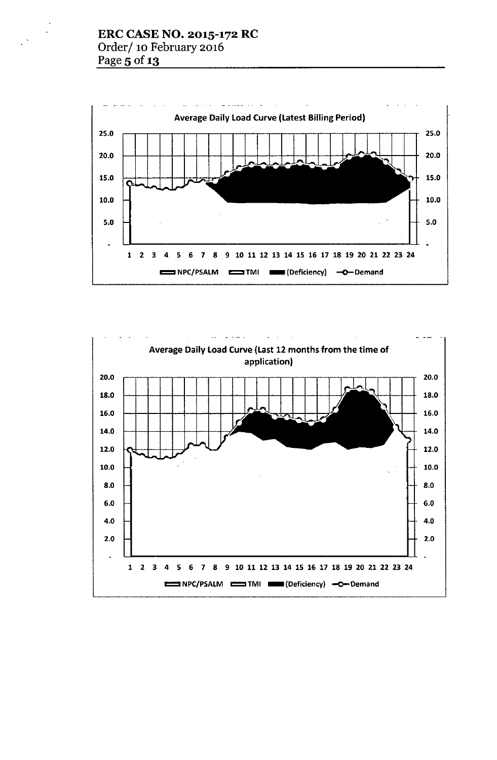**Average Daily Load Curve (Latest Billing Period)**

Legend: NPC/PSALM, TMI, (Deficiency), Demand

**Average Daily Load Curve (Last 12 months from the time of application)**

Legend: NPC/PSALM, TMI, (Deficiency), Demand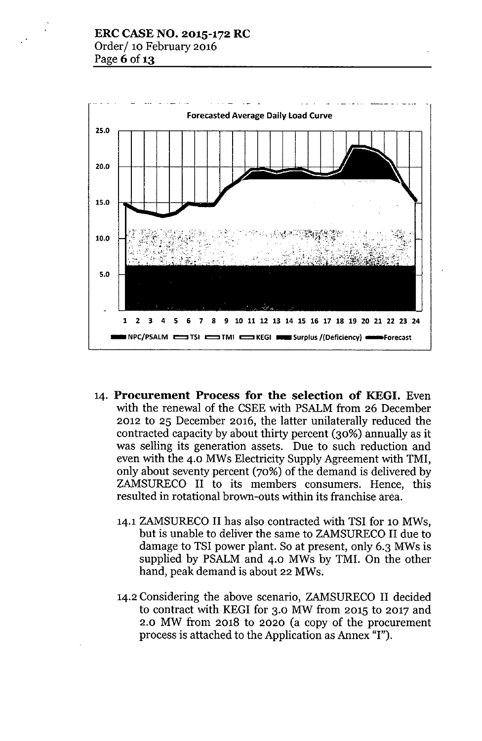**Forecasted Average Daily Load Curve**

25.0
20.0
15.0
10.0
5.0
-

1 2 3 4 5 6 7 8 9 10 11 12 13 14 15 16 17 18 19 20 21 22 23 24

NPC/PSALM TSI TMI KEGI Surplus /(Deficiency) Forecast

14. **Procurement Process for the selection of KEGI.** Even with the renewal of the CSEE with PSALM from 26 December 2012 to 25 December 2016, the latter unilaterally reduced the contracted capacity by about thirty percent (30%) annually as it was selling its generation assets. Due to such reduction and even with the 4.0 MWs Electricity Supply Agreement with TMI, only about seventy percent (70%) of the demand is delivered by ZAMSURECO II to its members consumers. Hence, this resulted in rotational brown-outs within its franchise area.

    14.1 ZAMSURECO II has also contracted with TSI for 10 MWs, but is unable to deliver the same to ZAMSURECO II due to damage to TSI power plant. So at present, only 6.3 MWs is supplied by PSALM and 4.0 MWs by TMI. On the other hand, peak demand is about 22 MWs.

    14.2 Considering the above scenario, ZAMSURECO II decided to contract with KEGI for 3.0 MW from 2015 to 2017 and 2.0 MW from 2018 to 2020 (a copy of the procurement process is attached to the Application as Annex "I").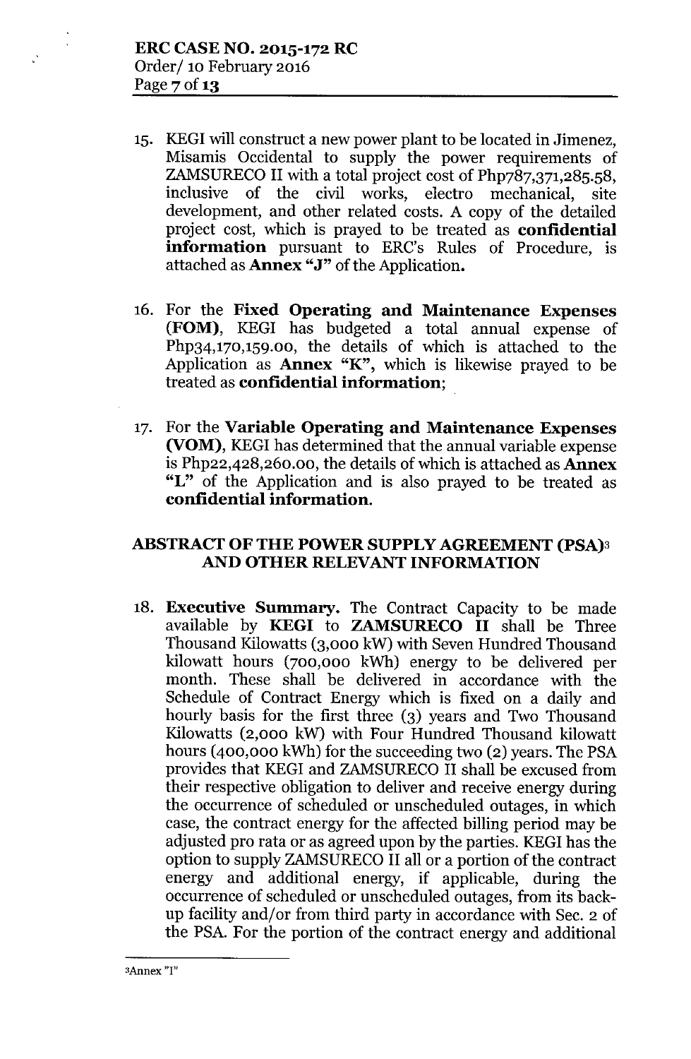15. KEGI will construct a new power plant to be located in Jimenez, Misamis Occidental to supply the power requirements of ZAMSURECO II with a total project cost of Php787,371,285.58, inclusive of the civil works, electro mechanical, site development, and other related costs. A copy of the detailed project cost, which is prayed to be treated as **confidential information** pursuant to ERC's Rules of Procedure, is attached as **Annex "J"** of the Application.

16. For the **Fixed Operating and Maintenance Expenses (FOM)**, KEGI has budgeted a total annual expense of Php34,170,159.00, the details of which is attached to the Application as **Annex "K"**, which is likewise prayed to be treated as **confidential information**;

17. For the **Variable Operating and Maintenance Expenses (VOM)**, KEGI has determined that the annual variable expense is Php22,428,260.00, the details of which is attached as **Annex "L"** of the Application and is also prayed to be treated as **confidential information.**

## ABSTRACT OF THE POWER SUPPLY AGREEMENT (PSA)[3] AND OTHER RELEVANT INFORMATION

18. **Executive Summary.** The Contract Capacity to be made available by **KEGI** to **ZAMSURECO II** shall be Three Thousand Kilowatts (3,000 kW) with Seven Hundred Thousand kilowatt hours (700,000 kWh) energy to be delivered per month. These shall be delivered in accordance with the Schedule of Contract Energy which is fixed on a daily and hourly basis for the first three (3) years and Two Thousand Kilowatts (2,000 kW) with Four Hundred Thousand kilowatt hours (400,000 kWh) for the succeeding two (2) years. The PSA provides that KEGI and ZAMSURECO II shall be excused from their respective obligation to deliver and receive energy during the occurrence of scheduled or unscheduled outages, in which case, the contract energy for the affected billing period may be adjusted pro rata or as agreed upon by the parties. KEGI has the option to supply ZAMSURECO II all or a portion of the contract energy and additional energy, if applicable, during the occurrence of scheduled or unscheduled outages, from its back-up facility and/or from third party in accordance with Sec. 2 of the PSA. For the portion of the contract energy and additional

[3]Annex "I"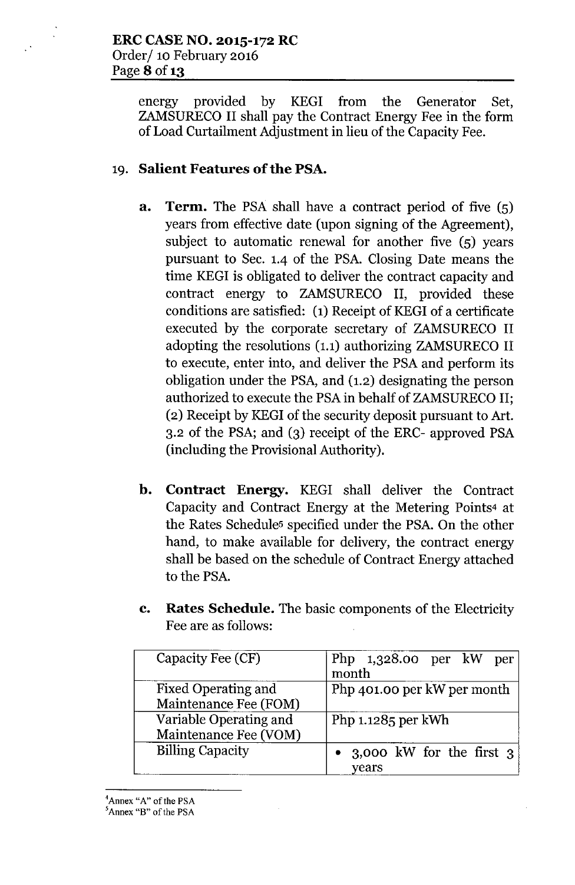energy provided by KEGI from the Generator Set, ZAMSURECO II shall pay the Contract Energy Fee in the form of Load Curtailment Adjustment in lieu of the Capacity Fee.

19. **Salient Features of the PSA.**

    a. **Term.** The PSA shall have a contract period of five (5) years from effective date (upon signing of the Agreement), subject to automatic renewal for another five (5) years pursuant to Sec. 1.4 of the PSA. Closing Date means the time KEGI is obligated to deliver the contract capacity and contract energy to ZAMSURECO II, provided these conditions are satisfied: (1) Receipt of KEGI of a certificate executed by the corporate secretary of ZAMSURECO II adopting the resolutions (1.1) authorizing ZAMSURECO II to execute, enter into, and deliver the PSA and perform its obligation under the PSA, and (1.2) designating the person authorized to execute the PSA in behalf of ZAMSURECO II; (2) Receipt by KEGI of the security deposit pursuant to Art. 3.2 of the PSA; and (3) receipt of the ERC- approved PSA (including the Provisional Authority).

    b. **Contract Energy.** KEGI shall deliver the Contract Capacity and Contract Energy at the Metering Points[4] at the Rates Schedule[5] specified under the PSA. On the other hand, to make available for delivery, the contract energy shall be based on the schedule of Contract Energy attached to the PSA.

    c. **Rates Schedule.** The basic components of the Electricity Fee are as follows:

| Capacity Fee (CF) | Php 1,328.00 per kW per month |
|---|---|
| Fixed Operating and Maintenance Fee (FOM) | Php 401.00 per kW per month |
| Variable Operating and Maintenance Fee (VOM) | Php 1.1285 per kWh |
| Billing Capacity | • 3,000 kW for the first 3 years |

[4]Annex "A" of the PSA
[5]Annex "B" of the PSA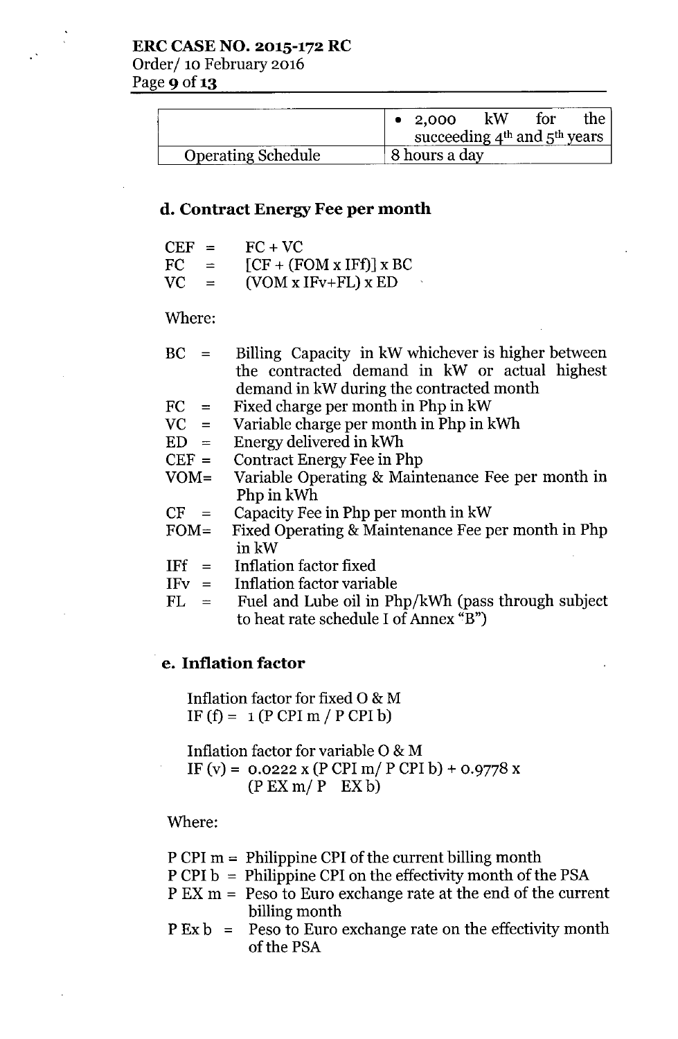| | |
|---|---|
| | • 2,000 kW for the succeeding $4^{th}$ and $5^{th}$ years |
| Operating Schedule | 8 hours a day |

### d. Contract Energy Fee per month

$$CEF = FC + VC$$

$$FC = [CF + (FOM \times IFf)] \times BC$$

$$VC = (VOM \times IFv + FL) \times ED$$

Where:

- BC = Billing Capacity in kW whichever is higher between the contracted demand in kW or actual highest demand in kW during the contracted month
- FC = Fixed charge per month in Php in kW
- VC = Variable charge per month in Php in kWh
- ED = Energy delivered in kWh
- CEF = Contract Energy Fee in Php
- VOM = Variable Operating & Maintenance Fee per month in Php in kWh
- CF = Capacity Fee in Php per month in kW
- FOM = Fixed Operating & Maintenance Fee per month in Php in kW
- IFf = Inflation factor fixed
- IFv = Inflation factor variable
- FL = Fuel and Lube oil in Php/kWh (pass through subject to heat rate schedule I of Annex "B")

### e. Inflation factor

Inflation factor for fixed O & M

$$IF(f) = 1 (P\ CPI\ m / P\ CPI\ b)$$

Inflation factor for variable O & M

$$IF(v) = 0.0222 \times (P\ CPI\ m / P\ CPI\ b) + 0.9778 \times (P\ EX\ m / P\ EX\ b)$$

Where:

- P CPI m = Philippine CPI of the current billing month
- P CPI b = Philippine CPI on the effectivity month of the PSA
- P EX m = Peso to Euro exchange rate at the end of the current billing month
- P Ex b = Peso to Euro exchange rate on the effectivity month of the PSA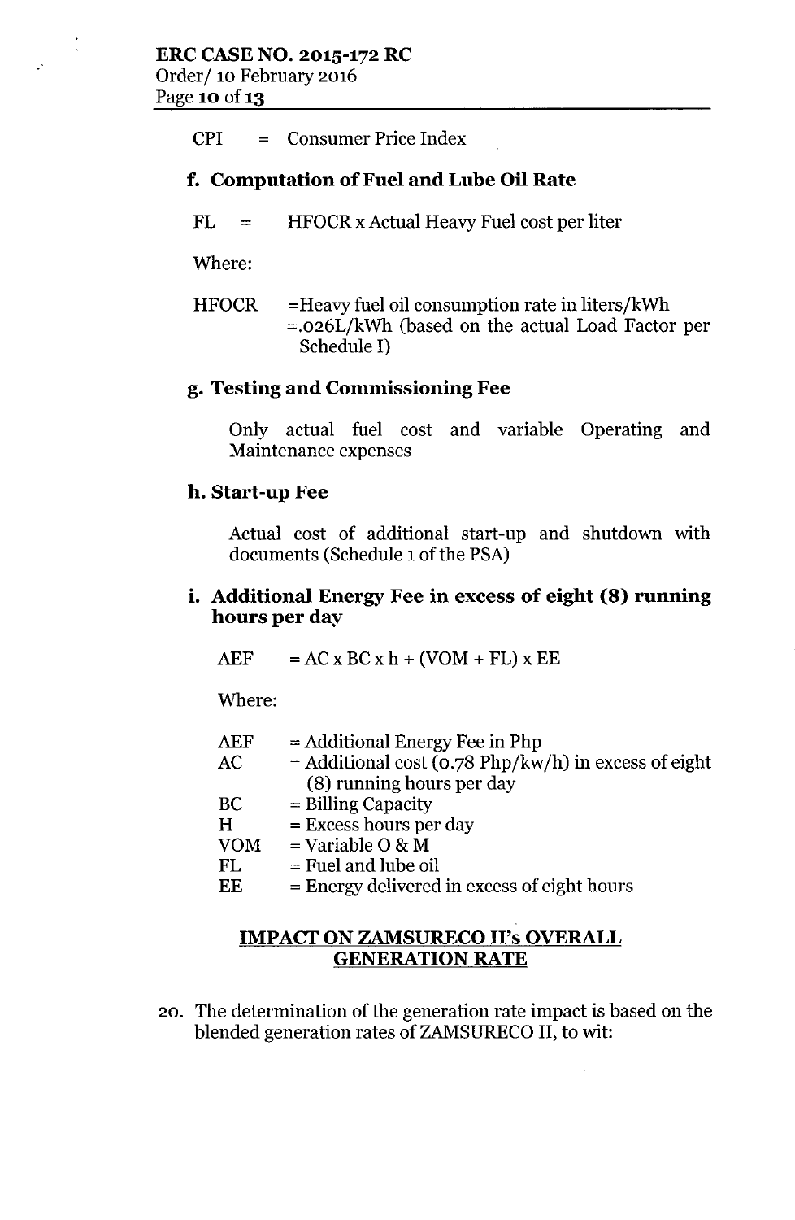CPI = Consumer Price Index

### f. Computation of Fuel and Lube Oil Rate

FL = HFOCR x Actual Heavy Fuel cost per liter

Where:

HFOCR =Heavy fuel oil consumption rate in liters/kWh =.026L/kWh (based on the actual Load Factor per Schedule I)

### g. Testing and Commissioning Fee

Only actual fuel cost and variable Operating and Maintenance expenses

### h. Start-up Fee

Actual cost of additional start-up and shutdown with documents (Schedule 1 of the PSA)

### i. Additional Energy Fee in excess of eight (8) running hours per day

AEF = AC x BC x h + (VOM + FL) x EE

Where:

| | |
|---|---|
| AEF | = Additional Energy Fee in Php |
| AC | = Additional cost (0.78 Php/kw/h) in excess of eight (8) running hours per day |
| BC | = Billing Capacity |
| H | = Excess hours per day |
| VOM | = Variable O & M |
| FL | = Fuel and lube oil |
| EE | = Energy delivered in excess of eight hours |

## IMPACT ON ZAMSURECO II's OVERALL GENERATION RATE

20. The determination of the generation rate impact is based on the blended generation rates of ZAMSURECO II, to wit: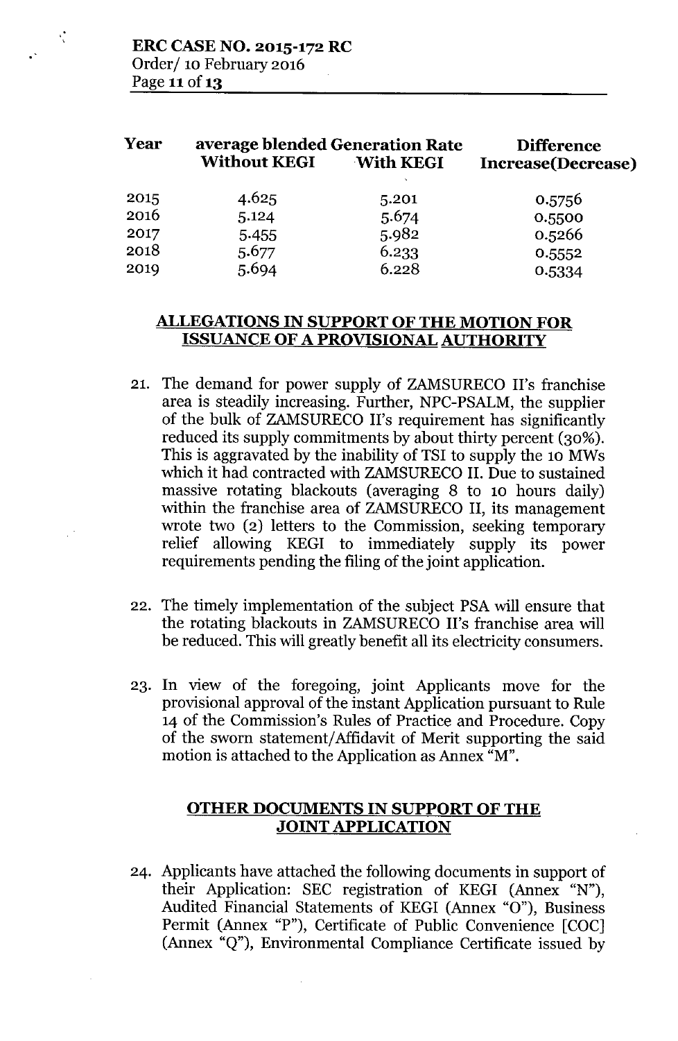| Year | average blended Generation Rate | | Difference |
|---|---|---|---|
| | Without KEGI | With KEGI | Increase(Decrease) |
| 2015 | 4.625 | 5.201 | 0.5756 |
| 2016 | 5.124 | 5.674 | 0.5500 |
| 2017 | 5.455 | 5.982 | 0.5266 |
| 2018 | 5.677 | 6.233 | 0.5552 |
| 2019 | 5.694 | 6.228 | 0.5334 |

## ALLEGATIONS IN SUPPORT OF THE MOTION FOR ISSUANCE OF A PROVISIONAL AUTHORITY

21. The demand for power supply of ZAMSURECO II's franchise area is steadily increasing. Further, NPC-PSALM, the supplier of the bulk of ZAMSURECO II's requirement has significantly reduced its supply commitments by about thirty percent (30%). This is aggravated by the inability of TSI to supply the 10 MWs which it had contracted with ZAMSURECO II. Due to sustained massive rotating blackouts (averaging 8 to 10 hours daily) within the franchise area of ZAMSURECO II, its management wrote two (2) letters to the Commission, seeking temporary relief allowing KEGI to immediately supply its power requirements pending the filing of the joint application.

22. The timely implementation of the subject PSA will ensure that the rotating blackouts in ZAMSURECO II's franchise area will be reduced. This will greatly benefit all its electricity consumers.

23. In view of the foregoing, joint Applicants move for the provisional approval of the instant Application pursuant to Rule 14 of the Commission's Rules of Practice and Procedure. Copy of the sworn statement/Affidavit of Merit supporting the said motion is attached to the Application as Annex "M".

## OTHER DOCUMENTS IN SUPPORT OF THE JOINT APPLICATION

24. Applicants have attached the following documents in support of their Application: SEC registration of KEGI (Annex "N"), Audited Financial Statements of KEGI (Annex "O"), Business Permit (Annex "P"), Certificate of Public Convenience [COC] (Annex "Q"), Environmental Compliance Certificate issued by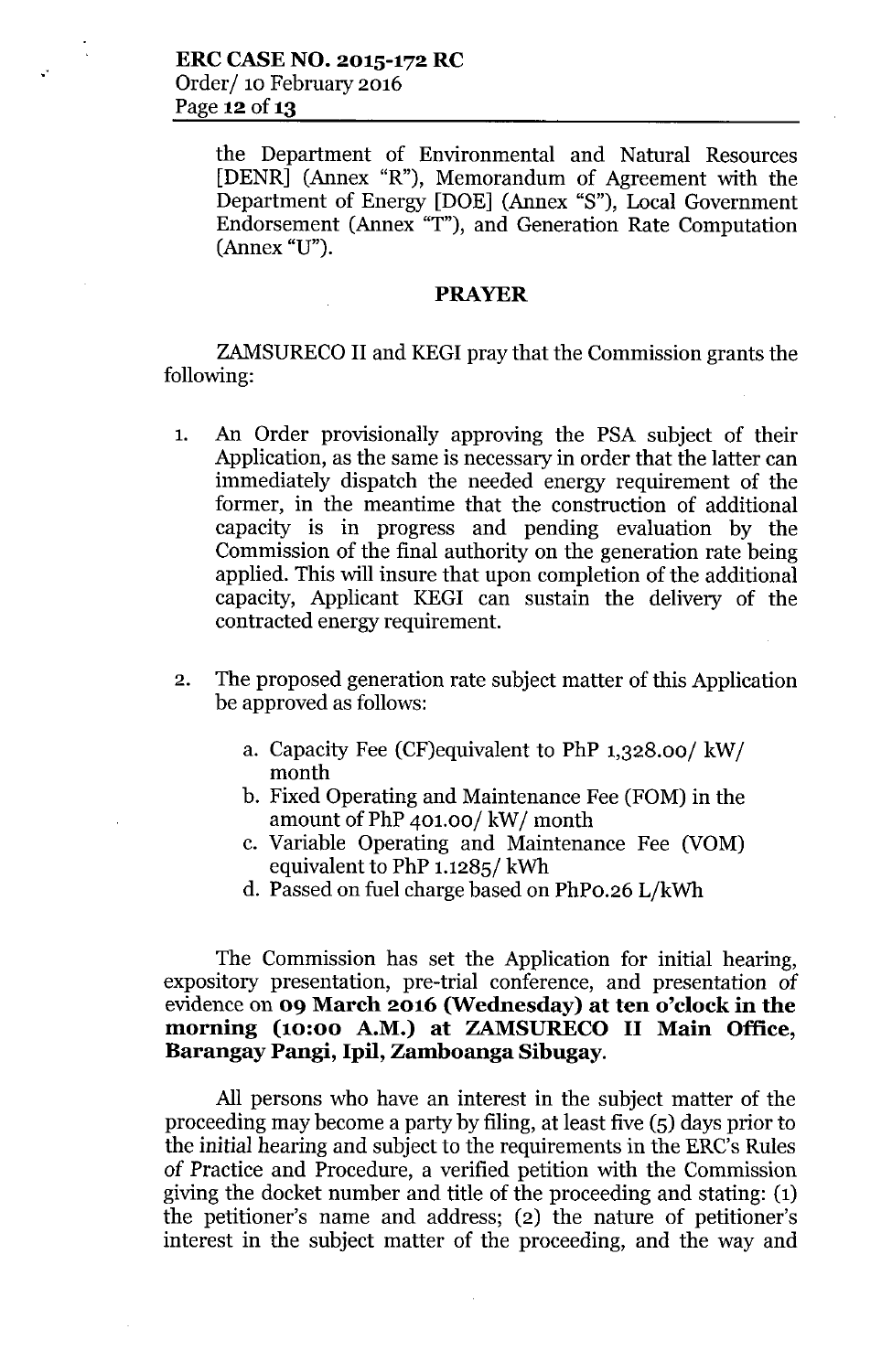the Department of Environmental and Natural Resources [DENR] (Annex "R"), Memorandum of Agreement with the Department of Energy [DOE] (Annex "S"), Local Government Endorsement (Annex "T"), and Generation Rate Computation (Annex "U").

## PRAYER

ZAMSURECO II and KEGI pray that the Commission grants the following:

1. An Order provisionally approving the PSA subject of their Application, as the same is necessary in order that the latter can immediately dispatch the needed energy requirement of the former, in the meantime that the construction of additional capacity is in progress and pending evaluation by the Commission of the final authority on the generation rate being applied. This will insure that upon completion of the additional capacity, Applicant KEGI can sustain the delivery of the contracted energy requirement.

2. The proposed generation rate subject matter of this Application be approved as follows:

    a. Capacity Fee (CF)equivalent to PhP 1,328.00/ kW/ month
    b. Fixed Operating and Maintenance Fee (FOM) in the amount of PhP 401.00/ kW/ month
    c. Variable Operating and Maintenance Fee (VOM) equivalent to PhP 1.1285/ kWh
    d. Passed on fuel charge based on PhP0.26 L/kWh

The Commission has set the Application for initial hearing, expository presentation, pre-trial conference, and presentation of evidence on **09 March 2016 (Wednesday) at ten o'clock in the morning (10:00 A.M.) at ZAMSURECO II Main Office, Barangay Pangi, Ipil, Zamboanga Sibugay.**

All persons who have an interest in the subject matter of the proceeding may become a party by filing, at least five (5) days prior to the initial hearing and subject to the requirements in the ERC's Rules of Practice and Procedure, a verified petition with the Commission giving the docket number and title of the proceeding and stating: (1) the petitioner's name and address; (2) the nature of petitioner's interest in the subject matter of the proceeding, and the way and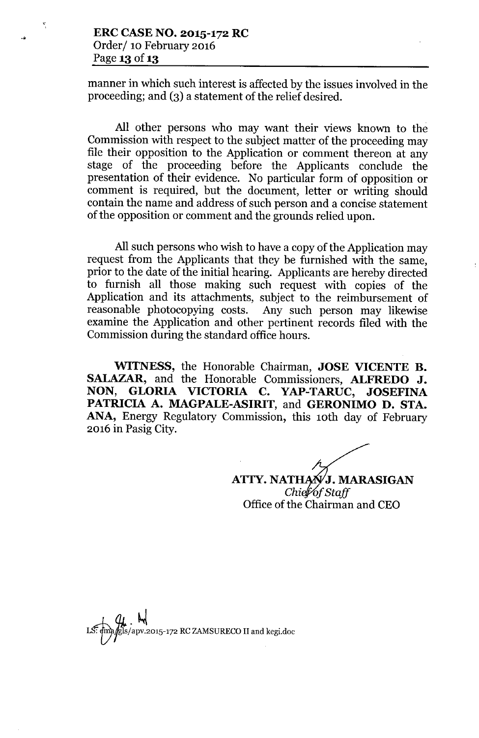manner in which such interest is affected by the issues involved in the proceeding; and (3) a statement of the relief desired.

All other persons who may want their views known to the Commission with respect to the subject matter of the proceeding may file their opposition to the Application or comment thereon at any stage of the proceeding before the Applicants conclude the presentation of their evidence. No particular form of opposition or comment is required, but the document, letter or writing should contain the name and address of such person and a concise statement of the opposition or comment and the grounds relied upon.

All such persons who wish to have a copy of the Application may request from the Applicants that they be furnished with the same, prior to the date of the initial hearing. Applicants are hereby directed to furnish all those making such request with copies of the Application and its attachments, subject to the reimbursement of reasonable photocopying costs. Any such person may likewise examine the Application and other pertinent records filed with the Commission during the standard office hours.

**WITNESS**, the Honorable Chairman, **JOSE VICENTE B. SALAZAR**, and the Honorable Commissioners, **ALFREDO J. NON**, **GLORIA VICTORIA C. YAP-TARUC**, **JOSEFINA PATRICIA A. MAGPALE-ASIRIT**, and **GERONIMO D. STA. ANA**, Energy Regulatory Commission, this 10th day of February 2016 in Pasig City.

**ATTY. NATHAN J. MARASIGAN**
*Chief of Staff*
Office of the Chairman and CEO

LS: ema/gls/apv.2015-172 RC ZAMSURECO II and kegi.doc